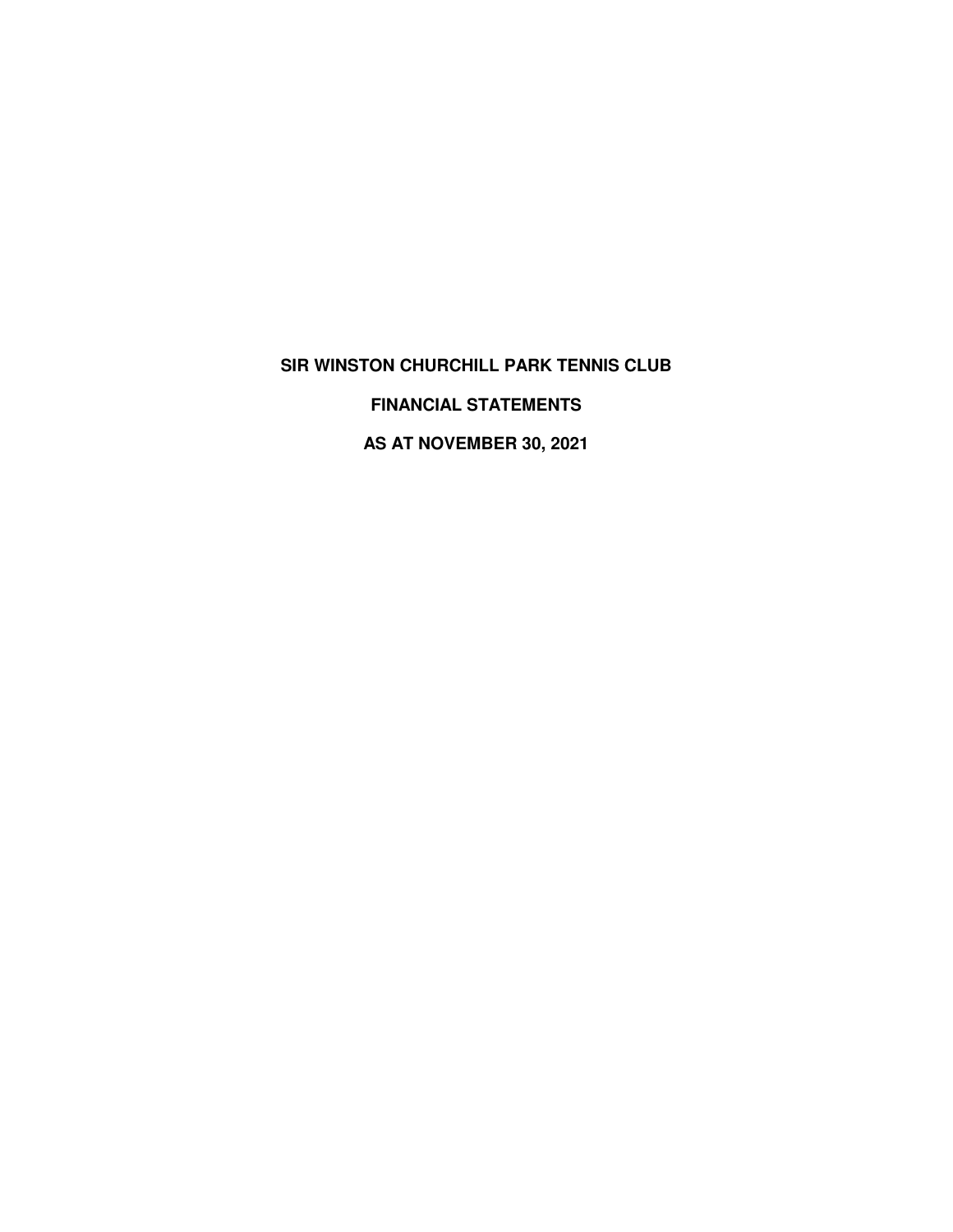# SIR WINSTON CHURCHILL PARK TENNIS CLUB

## FINANCIAL STATEMENTS

## AS AT NOVEMBER 30, 2021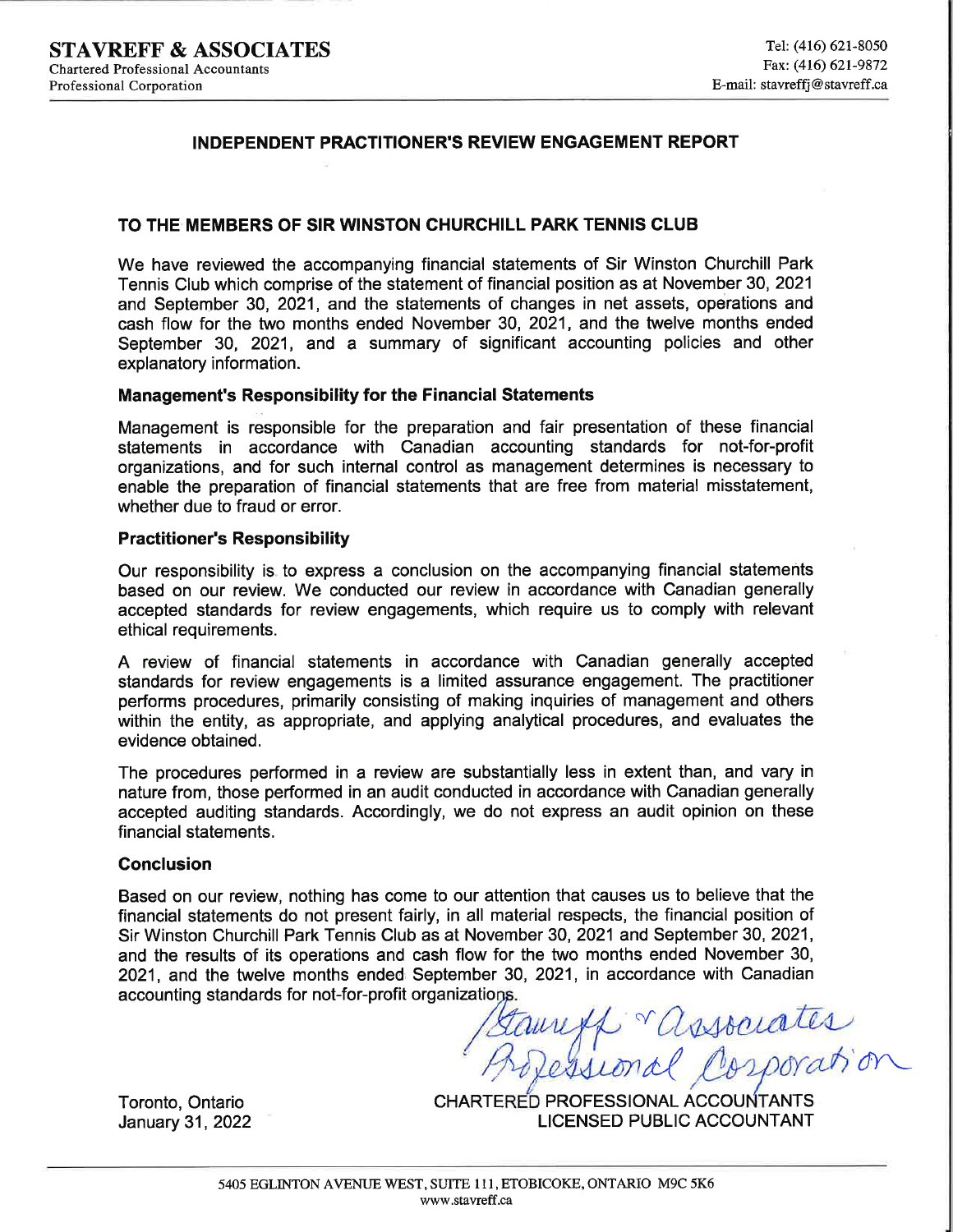**STAVREFF & ASSOCIATES**
Chartered Professional Accountants
Professional Corporation

Tel: (416) 621-8050
Fax: (416) 621-9872
E-mail: stavreffj@stavreff.ca

## INDEPENDENT PRACTITIONER'S REVIEW ENGAGEMENT REPORT

### TO THE MEMBERS OF SIR WINSTON CHURCHILL PARK TENNIS CLUB

We have reviewed the accompanying financial statements of Sir Winston Churchill Park Tennis Club which comprise of the statement of financial position as at November 30, 2021 and September 30, 2021, and the statements of changes in net assets, operations and cash flow for the two months ended November 30, 2021, and the twelve months ended September 30, 2021, and a summary of significant accounting policies and other explanatory information.

**Management's Responsibility for the Financial Statements**

Management is responsible for the preparation and fair presentation of these financial statements in accordance with Canadian accounting standards for not-for-profit organizations, and for such internal control as management determines is necessary to enable the preparation of financial statements that are free from material misstatement, whether due to fraud or error.

**Practitioner's Responsibility**

Our responsibility is to express a conclusion on the accompanying financial statements based on our review. We conducted our review in accordance with Canadian generally accepted standards for review engagements, which require us to comply with relevant ethical requirements.

A review of financial statements in accordance with Canadian generally accepted standards for review engagements is a limited assurance engagement. The practitioner performs procedures, primarily consisting of making inquiries of management and others within the entity, as appropriate, and applying analytical procedures, and evaluates the evidence obtained.

The procedures performed in a review are substantially less in extent than, and vary in nature from, those performed in an audit conducted in accordance with Canadian generally accepted auditing standards. Accordingly, we do not express an audit opinion on these financial statements.

**Conclusion**

Based on our review, nothing has come to our attention that causes us to believe that the financial statements do not present fairly, in all material respects, the financial position of Sir Winston Churchill Park Tennis Club as at November 30, 2021 and September 30, 2021, and the results of its operations and cash flow for the two months ended November 30, 2021, and the twelve months ended September 30, 2021, in accordance with Canadian accounting standards for not-for-profit organizations.

Stavreff & Associates Professional Corporation

CHARTERED PROFESSIONAL ACCOUNTANTS
LICENSED PUBLIC ACCOUNTANT

Toronto, Ontario
January 31, 2022

5405 EGLINTON AVENUE WEST, SUITE 111, ETOBICOKE, ONTARIO M9C 5K6
www.stavreff.ca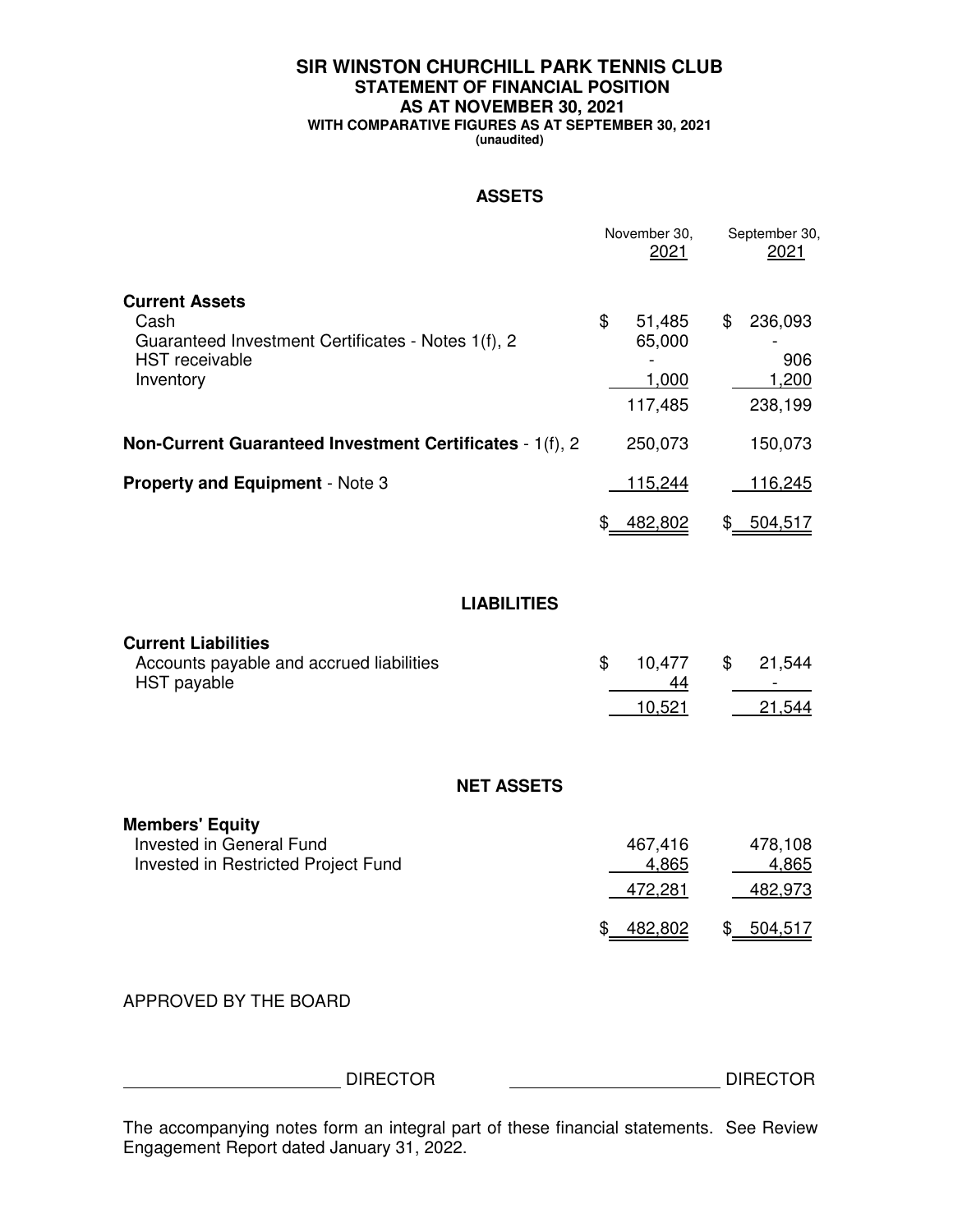# SIR WINSTON CHURCHILL PARK TENNIS CLUB
## STATEMENT OF FINANCIAL POSITION
## AS AT NOVEMBER 30, 2021
### WITH COMPARATIVE FIGURES AS AT SEPTEMBER 30, 2021
(unaudited)

### ASSETS

| | November 30, 2021 | September 30, 2021 |
|---|---|---|
| **Current Assets** | | |
| Cash | $ 51,485 | $ 236,093 |
| Guaranteed Investment Certificates - Notes 1(f), 2 | 65,000 | - |
| HST receivable | - | 906 |
| Inventory | 1,000 | 1,200 |
| | 117,485 | 238,199 |
| **Non-Current Guaranteed Investment Certificates** - 1(f), 2 | 250,073 | 150,073 |
| **Property and Equipment** - Note 3 | 115,244 | 116,245 |
| | $ 482,802 | $ 504,517 |

### LIABILITIES

| | November 30, 2021 | September 30, 2021 |
|---|---|---|
| **Current Liabilities** | | |
| Accounts payable and accrued liabilities | $ 10,477 | $ 21,544 |
| HST payable | 44 | - |
| | 10,521 | 21,544 |

### NET ASSETS

| | November 30, 2021 | September 30, 2021 |
|---|---|---|
| **Members' Equity** | | |
| Invested in General Fund | 467,416 | 478,108 |
| Invested in Restricted Project Fund | 4,865 | 4,865 |
| | 472,281 | 482,973 |
| | $ 482,802 | $ 504,517 |

APPROVED BY THE BOARD

______________________ DIRECTOR                ______________________ DIRECTOR

The accompanying notes form an integral part of these financial statements. See Review Engagement Report dated January 31, 2022.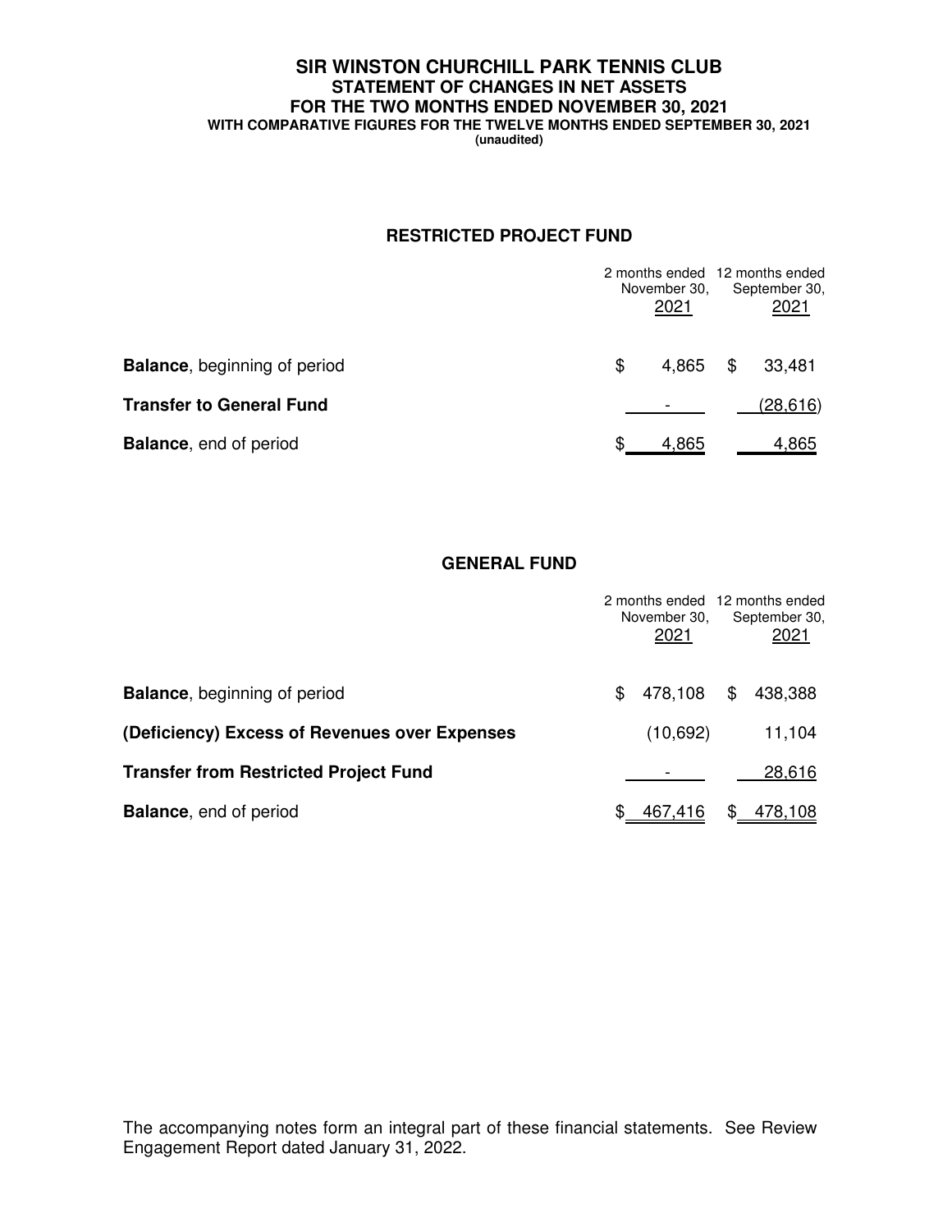# SIR WINSTON CHURCHILL PARK TENNIS CLUB
## STATEMENT OF CHANGES IN NET ASSETS
## FOR THE TWO MONTHS ENDED NOVEMBER 30, 2021
### WITH COMPARATIVE FIGURES FOR THE TWELVE MONTHS ENDED SEPTEMBER 30, 2021
(unaudited)

## RESTRICTED PROJECT FUND

| | 2 months ended November 30, 2021 | 12 months ended September 30, 2021 |
|---|---|---|
| **Balance**, beginning of period | $ 4,865 | $ 33,481 |
| **Transfer to General Fund** | - | (28,616) |
| **Balance**, end of period | $ 4,865 | 4,865 |

## GENERAL FUND

| | 2 months ended November 30, 2021 | 12 months ended September 30, 2021 |
|---|---|---|
| **Balance**, beginning of period | $ 478,108 | $ 438,388 |
| **(Deficiency) Excess of Revenues over Expenses** | (10,692) | 11,104 |
| **Transfer from Restricted Project Fund** | - | 28,616 |
| **Balance**, end of period | $ 467,416 | $ 478,108 |

The accompanying notes form an integral part of these financial statements. See Review Engagement Report dated January 31, 2022.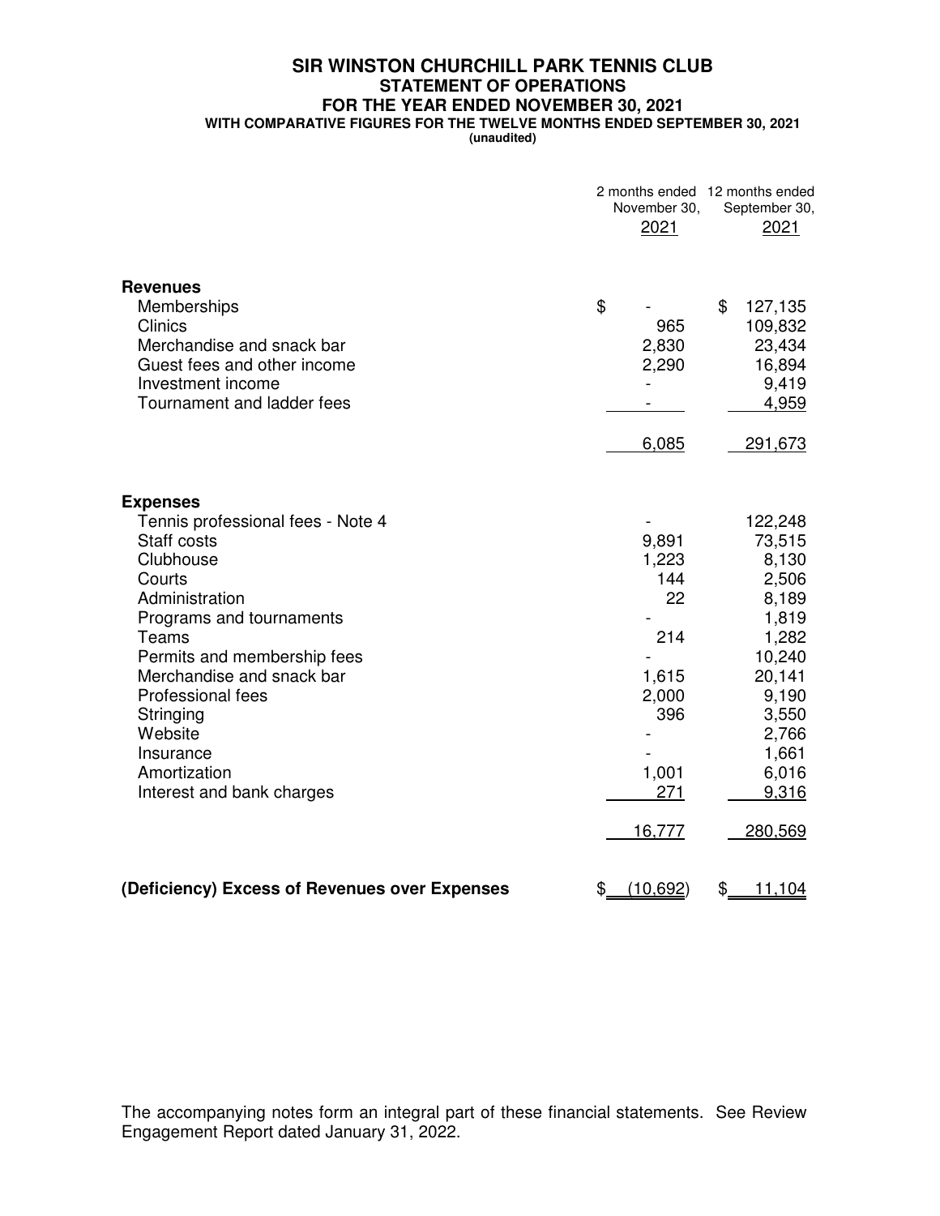# SIR WINSTON CHURCHILL PARK TENNIS CLUB

## STATEMENT OF OPERATIONS

### FOR THE YEAR ENDED NOVEMBER 30, 2021

**WITH COMPARATIVE FIGURES FOR THE TWELVE MONTHS ENDED SEPTEMBER 30, 2021**

**(unaudited)**

| | 2 months ended November 30, 2021 | 12 months ended September 30, 2021 |
|---|---|---|
| **Revenues** | | |
| Memberships | $ - | $ 127,135 |
| Clinics | 965 | 109,832 |
| Merchandise and snack bar | 2,830 | 23,434 |
| Guest fees and other income | 2,290 | 16,894 |
| Investment income | - | 9,419 |
| Tournament and ladder fees | - | 4,959 |
| | 6,085 | 291,673 |
| **Expenses** | | |
| Tennis professional fees - Note 4 | - | 122,248 |
| Staff costs | 9,891 | 73,515 |
| Clubhouse | 1,223 | 8,130 |
| Courts | 144 | 2,506 |
| Administration | 22 | 8,189 |
| Programs and tournaments | - | 1,819 |
| Teams | 214 | 1,282 |
| Permits and membership fees | - | 10,240 |
| Merchandise and snack bar | 1,615 | 20,141 |
| Professional fees | 2,000 | 9,190 |
| Stringing | 396 | 3,550 |
| Website | - | 2,766 |
| Insurance | - | 1,661 |
| Amortization | 1,001 | 6,016 |
| Interest and bank charges | 271 | 9,316 |
| | 16,777 | 280,569 |
| **(Deficiency) Excess of Revenues over Expenses** | $ (10,692) | $ 11,104 |

The accompanying notes form an integral part of these financial statements. See Review Engagement Report dated January 31, 2022.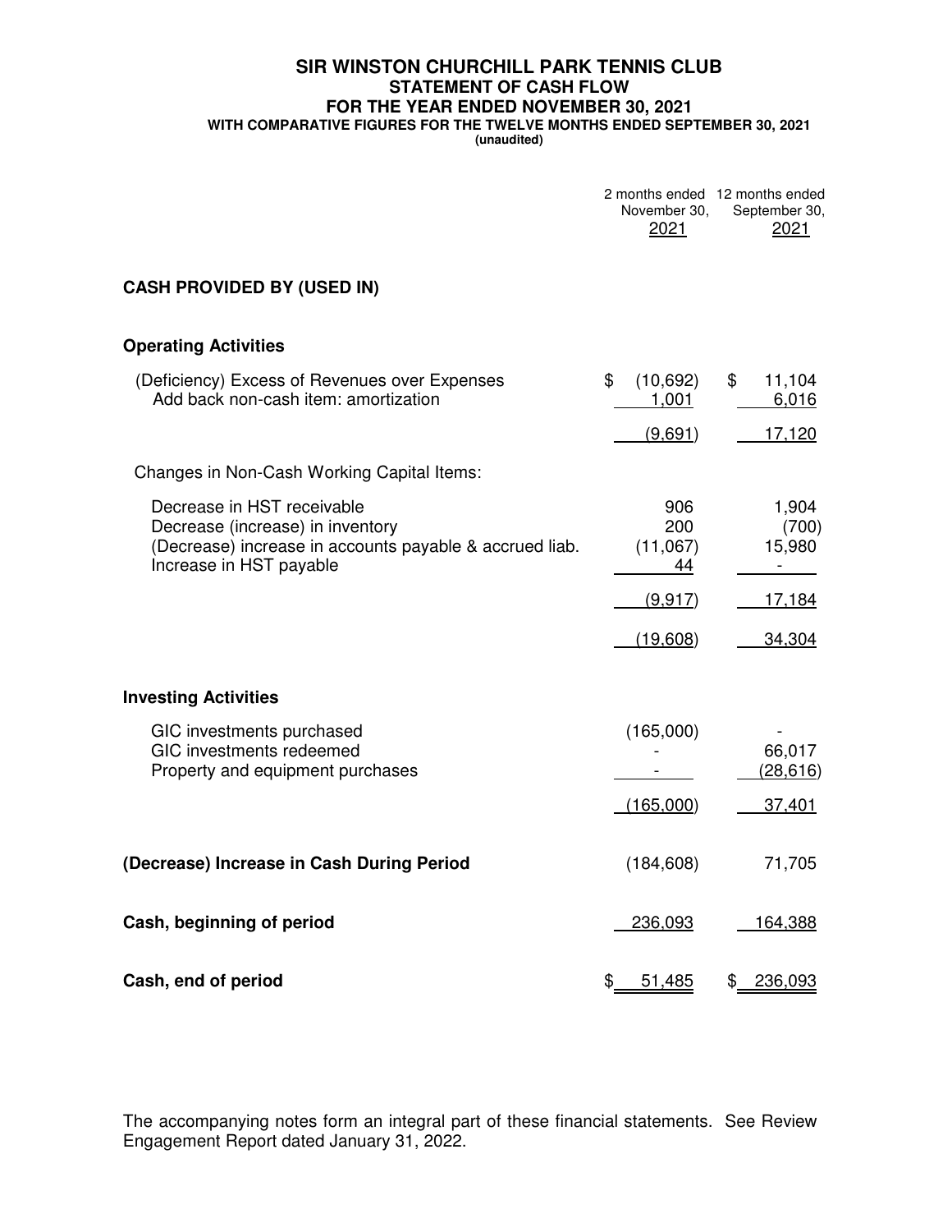# SIR WINSTON CHURCHILL PARK TENNIS CLUB
## STATEMENT OF CASH FLOW
### FOR THE YEAR ENDED NOVEMBER 30, 2021
#### WITH COMPARATIVE FIGURES FOR THE TWELVE MONTHS ENDED SEPTEMBER 30, 2021
(unaudited)

| | 2 months ended November 30, 2021 | 12 months ended September 30, 2021 |
|---|---|---|
| **CASH PROVIDED BY (USED IN)** | | |
| **Operating Activities** | | |
| (Deficiency) Excess of Revenues over Expenses | $ (10,692) | $ 11,104 |
| Add back non-cash item: amortization | 1,001 | 6,016 |
| | (9,691) | 17,120 |
| Changes in Non-Cash Working Capital Items: | | |
| Decrease in HST receivable | 906 | 1,904 |
| Decrease (increase) in inventory | 200 | (700) |
| (Decrease) increase in accounts payable & accrued liab. | (11,067) | 15,980 |
| Increase in HST payable | 44 | - |
| | (9,917) | 17,184 |
| | (19,608) | 34,304 |
| **Investing Activities** | | |
| GIC investments purchased | (165,000) | - |
| GIC investments redeemed | - | 66,017 |
| Property and equipment purchases | - | (28,616) |
| | (165,000) | 37,401 |
| **(Decrease) Increase in Cash During Period** | (184,608) | 71,705 |
| **Cash, beginning of period** | 236,093 | 164,388 |
| **Cash, end of period** | $ 51,485 | $ 236,093 |

The accompanying notes form an integral part of these financial statements. See Review Engagement Report dated January 31, 2022.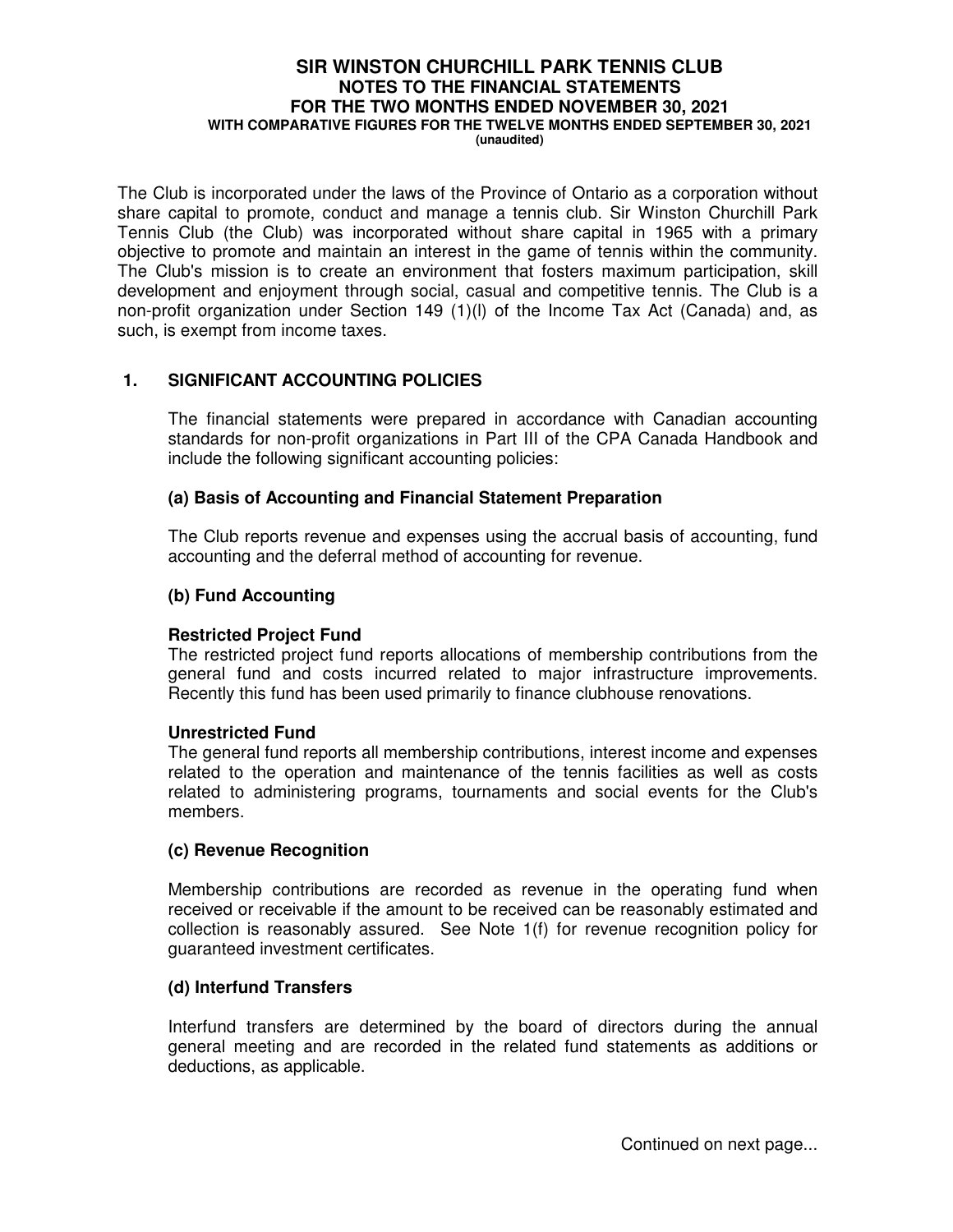# SIR WINSTON CHURCHILL PARK TENNIS CLUB
## NOTES TO THE FINANCIAL STATEMENTS
## FOR THE TWO MONTHS ENDED NOVEMBER 30, 2021
### WITH COMPARATIVE FIGURES FOR THE TWELVE MONTHS ENDED SEPTEMBER 30, 2021
(unaudited)

The Club is incorporated under the laws of the Province of Ontario as a corporation without share capital to promote, conduct and manage a tennis club. Sir Winston Churchill Park Tennis Club (the Club) was incorporated without share capital in 1965 with a primary objective to promote and maintain an interest in the game of tennis within the community. The Club's mission is to create an environment that fosters maximum participation, skill development and enjoyment through social, casual and competitive tennis. The Club is a non-profit organization under Section 149 (1)(l) of the Income Tax Act (Canada) and, as such, is exempt from income taxes.

## 1. SIGNIFICANT ACCOUNTING POLICIES

The financial statements were prepared in accordance with Canadian accounting standards for non-profit organizations in Part III of the CPA Canada Handbook and include the following significant accounting policies:

### (a) Basis of Accounting and Financial Statement Preparation

The Club reports revenue and expenses using the accrual basis of accounting, fund accounting and the deferral method of accounting for revenue.

### (b) Fund Accounting

**Restricted Project Fund**
The restricted project fund reports allocations of membership contributions from the general fund and costs incurred related to major infrastructure improvements. Recently this fund has been used primarily to finance clubhouse renovations.

**Unrestricted Fund**
The general fund reports all membership contributions, interest income and expenses related to the operation and maintenance of the tennis facilities as well as costs related to administering programs, tournaments and social events for the Club's members.

### (c) Revenue Recognition

Membership contributions are recorded as revenue in the operating fund when received or receivable if the amount to be received can be reasonably estimated and collection is reasonably assured. See Note 1(f) for revenue recognition policy for guaranteed investment certificates.

### (d) Interfund Transfers

Interfund transfers are determined by the board of directors during the annual general meeting and are recorded in the related fund statements as additions or deductions, as applicable.

Continued on next page...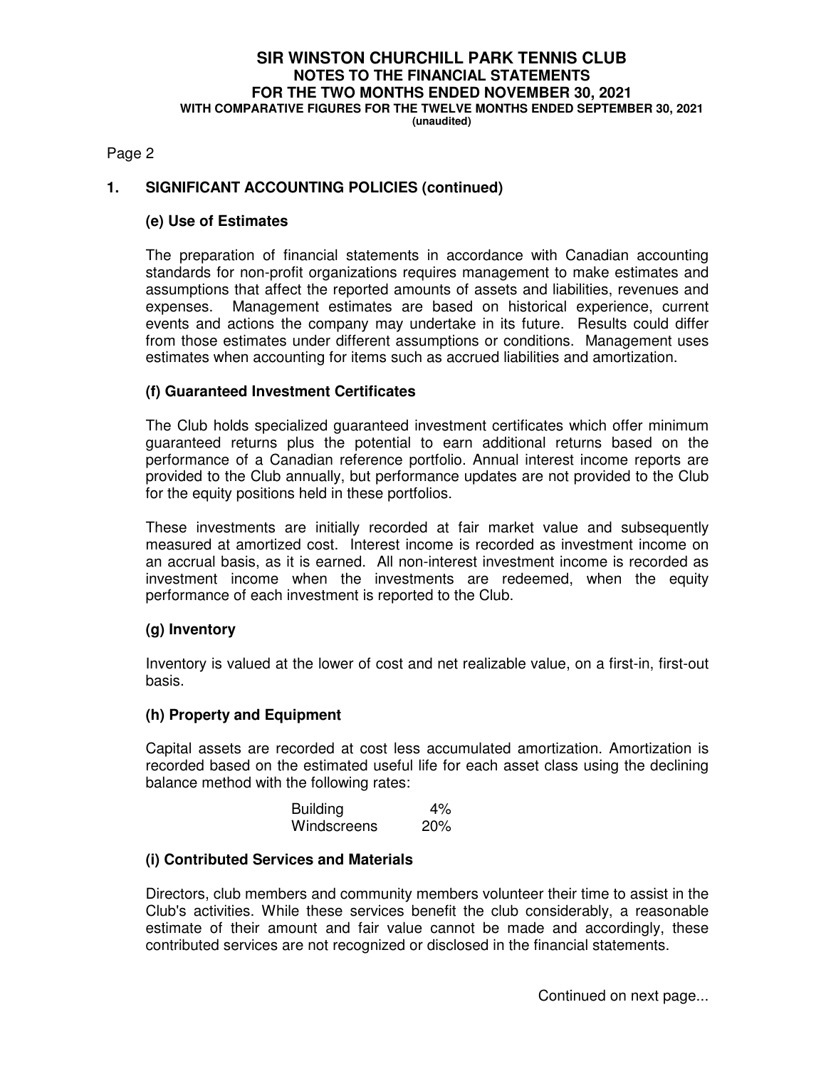## 1. SIGNIFICANT ACCOUNTING POLICIES (continued)

### (e) Use of Estimates

The preparation of financial statements in accordance with Canadian accounting standards for non-profit organizations requires management to make estimates and assumptions that affect the reported amounts of assets and liabilities, revenues and expenses. Management estimates are based on historical experience, current events and actions the company may undertake in its future. Results could differ from those estimates under different assumptions or conditions. Management uses estimates when accounting for items such as accrued liabilities and amortization.

### (f) Guaranteed Investment Certificates

The Club holds specialized guaranteed investment certificates which offer minimum guaranteed returns plus the potential to earn additional returns based on the performance of a Canadian reference portfolio. Annual interest income reports are provided to the Club annually, but performance updates are not provided to the Club for the equity positions held in these portfolios.

These investments are initially recorded at fair market value and subsequently measured at amortized cost. Interest income is recorded as investment income on an accrual basis, as it is earned. All non-interest investment income is recorded as investment income when the investments are redeemed, when the equity performance of each investment is reported to the Club.

### (g) Inventory

Inventory is valued at the lower of cost and net realizable value, on a first-in, first-out basis.

### (h) Property and Equipment

Capital assets are recorded at cost less accumulated amortization. Amortization is recorded based on the estimated useful life for each asset class using the declining balance method with the following rates:

| | |
|---|---|
| Building | 4% |
| Windscreens | 20% |

### (i) Contributed Services and Materials

Directors, club members and community members volunteer their time to assist in the Club's activities. While these services benefit the club considerably, a reasonable estimate of their amount and fair value cannot be made and accordingly, these contributed services are not recognized or disclosed in the financial statements.

Continued on next page...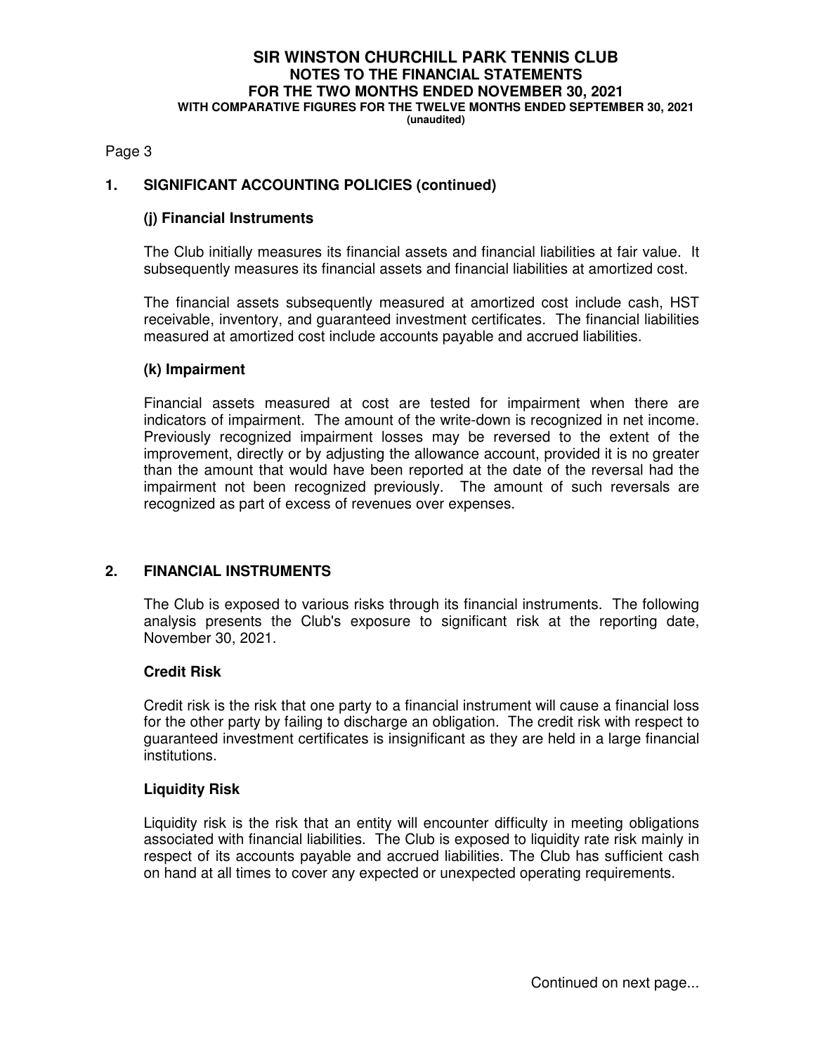**SIR WINSTON CHURCHILL PARK TENNIS CLUB**
**NOTES TO THE FINANCIAL STATEMENTS**
**FOR THE TWO MONTHS ENDED NOVEMBER 30, 2021**
**WITH COMPARATIVE FIGURES FOR THE TWELVE MONTHS ENDED SEPTEMBER 30, 2021**
**(unaudited)**

## 1. SIGNIFICANT ACCOUNTING POLICIES (continued)

### (j) Financial Instruments

The Club initially measures its financial assets and financial liabilities at fair value. It subsequently measures its financial assets and financial liabilities at amortized cost.

The financial assets subsequently measured at amortized cost include cash, HST receivable, inventory, and guaranteed investment certificates. The financial liabilities measured at amortized cost include accounts payable and accrued liabilities.

### (k) Impairment

Financial assets measured at cost are tested for impairment when there are indicators of impairment. The amount of the write-down is recognized in net income. Previously recognized impairment losses may be reversed to the extent of the improvement, directly or by adjusting the allowance account, provided it is no greater than the amount that would have been reported at the date of the reversal had the impairment not been recognized previously. The amount of such reversals are recognized as part of excess of revenues over expenses.

## 2. FINANCIAL INSTRUMENTS

The Club is exposed to various risks through its financial instruments. The following analysis presents the Club's exposure to significant risk at the reporting date, November 30, 2021.

### Credit Risk

Credit risk is the risk that one party to a financial instrument will cause a financial loss for the other party by failing to discharge an obligation. The credit risk with respect to guaranteed investment certificates is insignificant as they are held in a large financial institutions.

### Liquidity Risk

Liquidity risk is the risk that an entity will encounter difficulty in meeting obligations associated with financial liabilities. The Club is exposed to liquidity rate risk mainly in respect of its accounts payable and accrued liabilities. The Club has sufficient cash on hand at all times to cover any expected or unexpected operating requirements.

Continued on next page...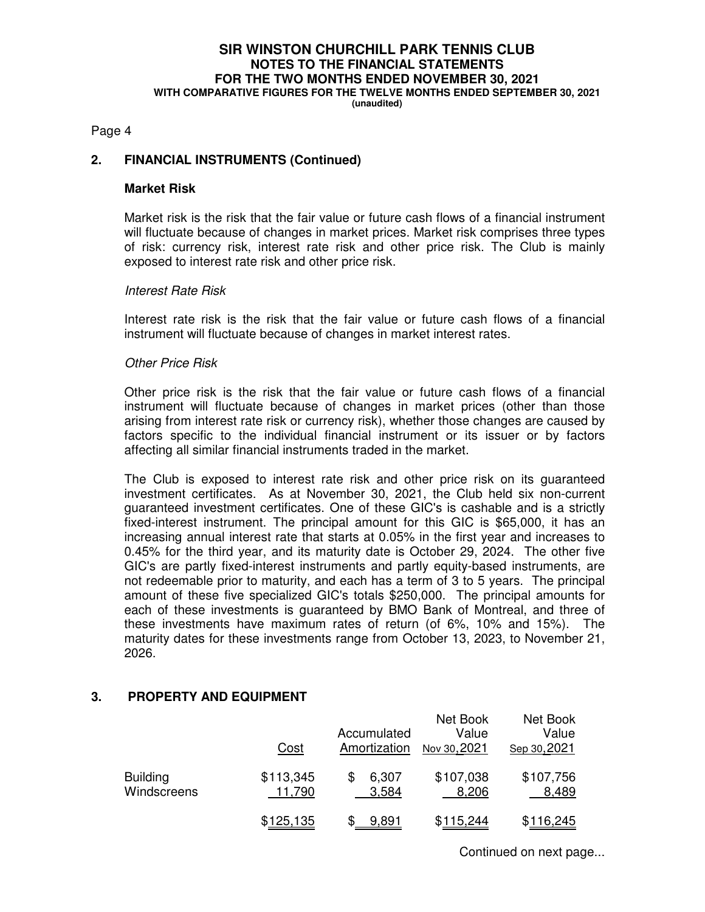**SIR WINSTON CHURCHILL PARK TENNIS CLUB**
**NOTES TO THE FINANCIAL STATEMENTS**
**FOR THE TWO MONTHS ENDED NOVEMBER 30, 2021**
**WITH COMPARATIVE FIGURES FOR THE TWELVE MONTHS ENDED SEPTEMBER 30, 2021**
**(unaudited)**

Page 4

## 2. FINANCIAL INSTRUMENTS (Continued)

### Market Risk

Market risk is the risk that the fair value or future cash flows of a financial instrument will fluctuate because of changes in market prices. Market risk comprises three types of risk: currency risk, interest rate risk and other price risk. The Club is mainly exposed to interest rate risk and other price risk.

*Interest Rate Risk*

Interest rate risk is the risk that the fair value or future cash flows of a financial instrument will fluctuate because of changes in market interest rates.

*Other Price Risk*

Other price risk is the risk that the fair value or future cash flows of a financial instrument will fluctuate because of changes in market prices (other than those arising from interest rate risk or currency risk), whether those changes are caused by factors specific to the individual financial instrument or its issuer or by factors affecting all similar financial instruments traded in the market.

The Club is exposed to interest rate risk and other price risk on its guaranteed investment certificates. As at November 30, 2021, the Club held six non-current guaranteed investment certificates. One of these GIC's is cashable and is a strictly fixed-interest instrument. The principal amount for this GIC is $65,000, it has an increasing annual interest rate that starts at 0.05% in the first year and increases to 0.45% for the third year, and its maturity date is October 29, 2024. The other five GIC's are partly fixed-interest instruments and partly equity-based instruments, are not redeemable prior to maturity, and each has a term of 3 to 5 years. The principal amount of these five specialized GIC's totals $250,000. The principal amounts for each of these investments is guaranteed by BMO Bank of Montreal, and three of these investments have maximum rates of return (of 6%, 10% and 15%). The maturity dates for these investments range from October 13, 2023, to November 21, 2026.

## 3. PROPERTY AND EQUIPMENT

| | Cost | Accumulated Amortization | Net Book Value Nov 30, 2021 | Net Book Value Sep 30, 2021 |
|---|---|---|---|---|
| Building | $113,345 | $ 6,307 | $107,038 | $107,756 |
| Windscreens | 11,790 | 3,584 | 8,206 | 8,489 |
| | $125,135 | $ 9,891 | $115,244 | $116,245 |

Continued on next page...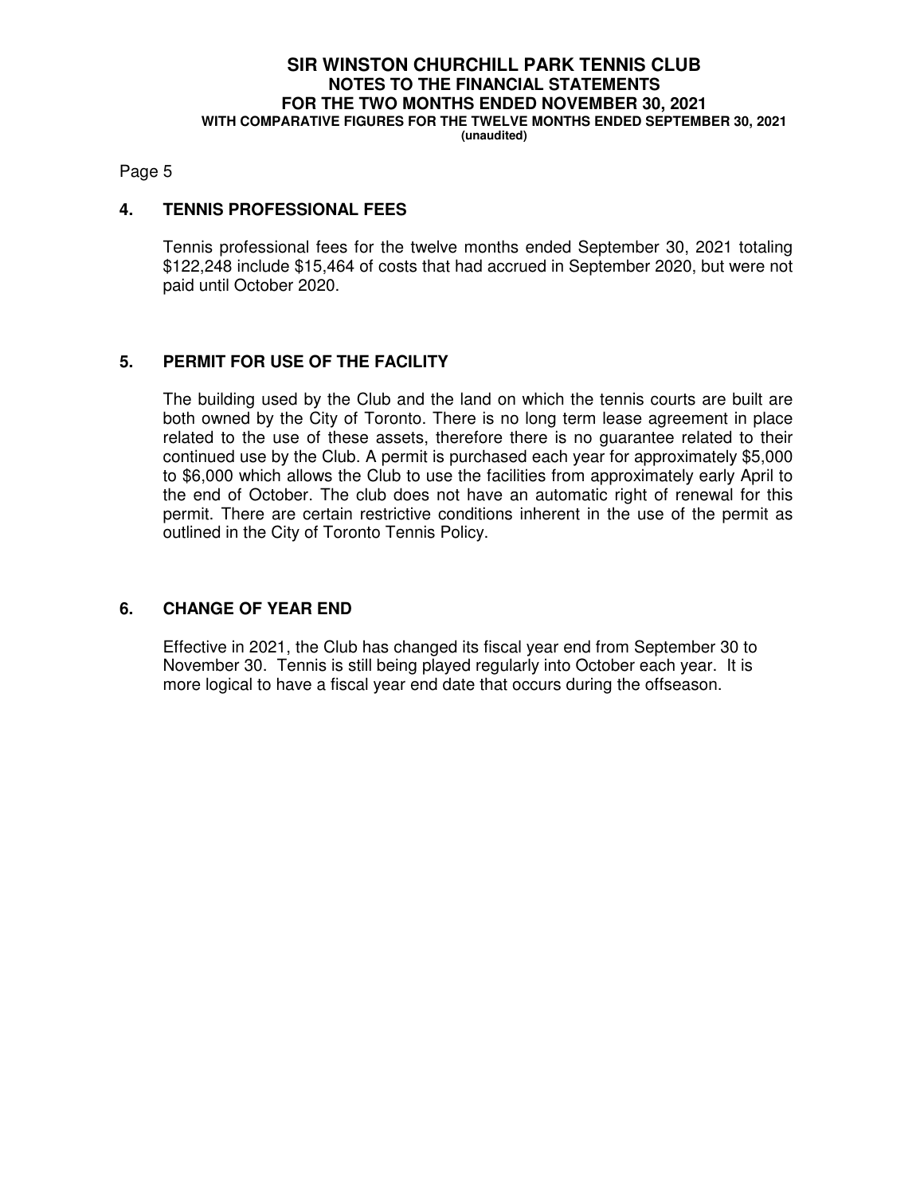## 4. TENNIS PROFESSIONAL FEES

Tennis professional fees for the twelve months ended September 30, 2021 totaling $122,248 include $15,464 of costs that had accrued in September 2020, but were not paid until October 2020.

## 5. PERMIT FOR USE OF THE FACILITY

The building used by the Club and the land on which the tennis courts are built are both owned by the City of Toronto. There is no long term lease agreement in place related to the use of these assets, therefore there is no guarantee related to their continued use by the Club. A permit is purchased each year for approximately $5,000 to $6,000 which allows the Club to use the facilities from approximately early April to the end of October. The club does not have an automatic right of renewal for this permit. There are certain restrictive conditions inherent in the use of the permit as outlined in the City of Toronto Tennis Policy.

## 6. CHANGE OF YEAR END

Effective in 2021, the Club has changed its fiscal year end from September 30 to November 30. Tennis is still being played regularly into October each year. It is more logical to have a fiscal year end date that occurs during the offseason.